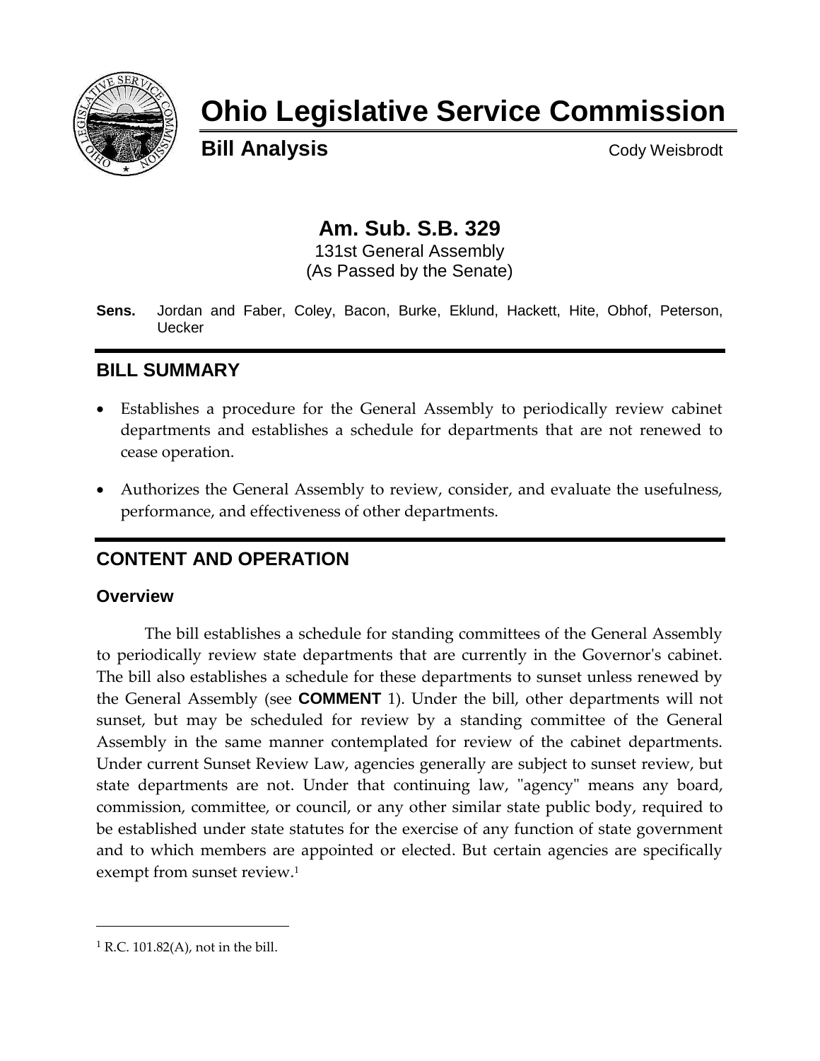# Ohio Legislative Service Commission

**Bill Analysis** Cody Weisbrodt

## Am. Sub. S.B. 329

131st General Assembly
(As Passed by the Senate)

**Sens.** Jordan and Faber, Coley, Bacon, Burke, Eklund, Hackett, Hite, Obhof, Peterson, Uecker

## BILL SUMMARY

- Establishes a procedure for the General Assembly to periodically review cabinet departments and establishes a schedule for departments that are not renewed to cease operation.
- Authorizes the General Assembly to review, consider, and evaluate the usefulness, performance, and effectiveness of other departments.

## CONTENT AND OPERATION

### Overview

The bill establishes a schedule for standing committees of the General Assembly to periodically review state departments that are currently in the Governor's cabinet. The bill also establishes a schedule for these departments to sunset unless renewed by the General Assembly (see **COMMENT** 1). Under the bill, other departments will not sunset, but may be scheduled for review by a standing committee of the General Assembly in the same manner contemplated for review of the cabinet departments. Under current Sunset Review Law, agencies generally are subject to sunset review, but state departments are not. Under that continuing law, "agency" means any board, commission, committee, or council, or any other similar state public body, required to be established under state statutes for the exercise of any function of state government and to which members are appointed or elected. But certain agencies are specifically exempt from sunset review.[1]

[1] R.C. 101.82(A), not in the bill.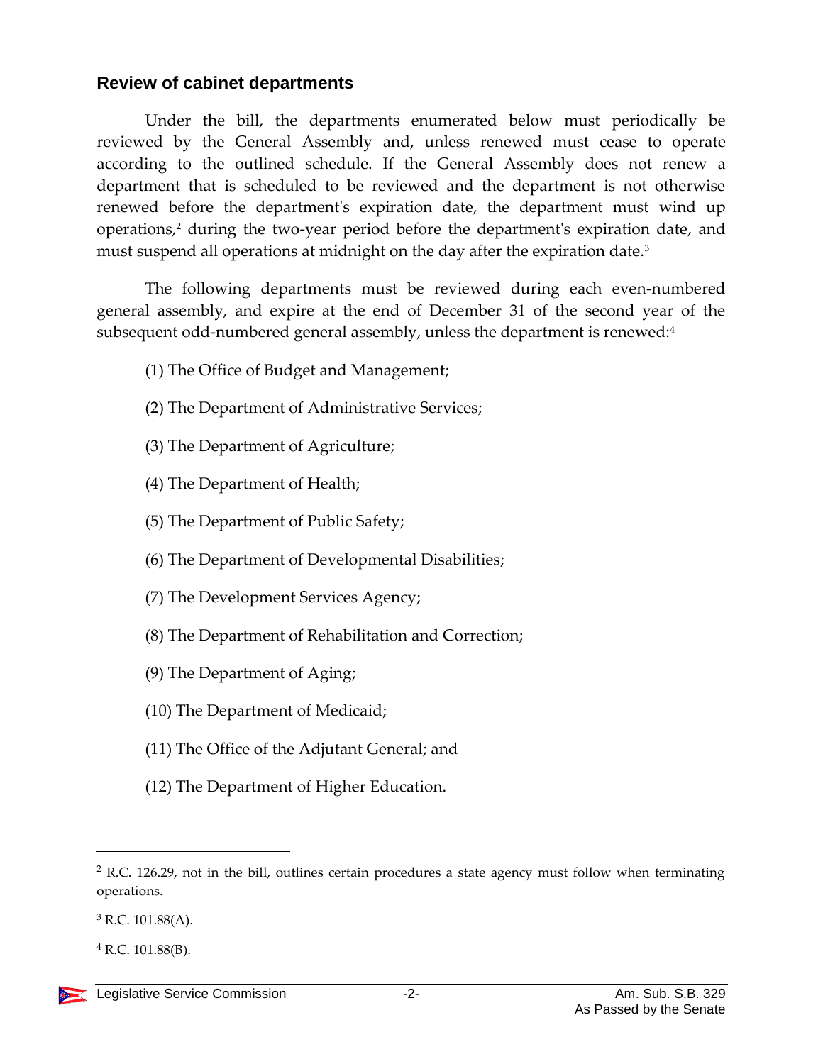## Review of cabinet departments

Under the bill, the departments enumerated below must periodically be reviewed by the General Assembly and, unless renewed must cease to operate according to the outlined schedule. If the General Assembly does not renew a department that is scheduled to be reviewed and the department is not otherwise renewed before the department's expiration date, the department must wind up operations,[2] during the two-year period before the department's expiration date, and must suspend all operations at midnight on the day after the expiration date.[3]

The following departments must be reviewed during each even-numbered general assembly, and expire at the end of December 31 of the second year of the subsequent odd-numbered general assembly, unless the department is renewed:[4]

(1) The Office of Budget and Management;

(2) The Department of Administrative Services;

(3) The Department of Agriculture;

(4) The Department of Health;

(5) The Department of Public Safety;

(6) The Department of Developmental Disabilities;

(7) The Development Services Agency;

(8) The Department of Rehabilitation and Correction;

(9) The Department of Aging;

(10) The Department of Medicaid;

(11) The Office of the Adjutant General; and

(12) The Department of Higher Education.

---

[2] R.C. 126.29, not in the bill, outlines certain procedures a state agency must follow when terminating operations.

[3] R.C. 101.88(A).

[4] R.C. 101.88(B).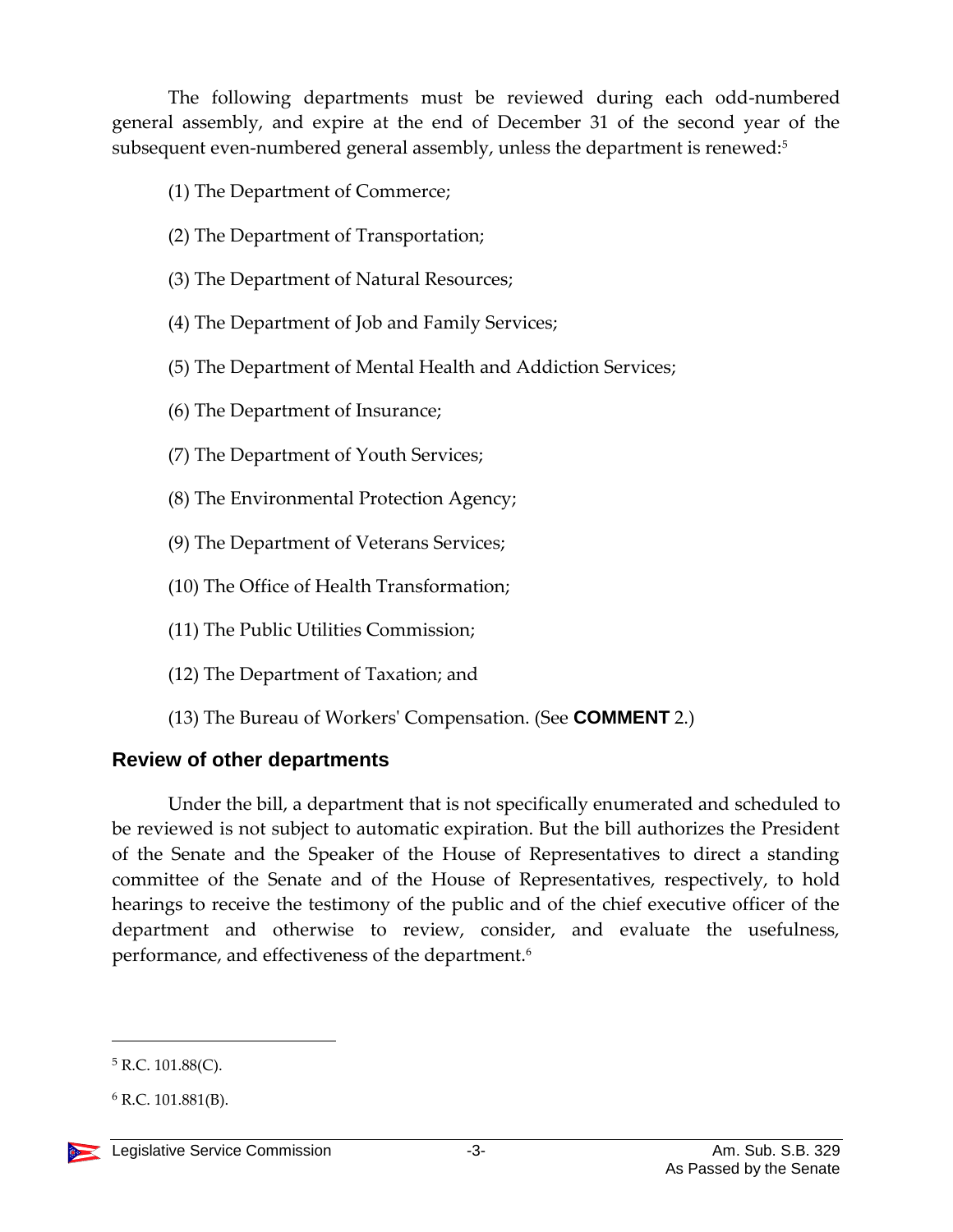The following departments must be reviewed during each odd-numbered general assembly, and expire at the end of December 31 of the second year of the subsequent even-numbered general assembly, unless the department is renewed:[5]

(1) The Department of Commerce;

(2) The Department of Transportation;

(3) The Department of Natural Resources;

(4) The Department of Job and Family Services;

(5) The Department of Mental Health and Addiction Services;

(6) The Department of Insurance;

(7) The Department of Youth Services;

(8) The Environmental Protection Agency;

(9) The Department of Veterans Services;

(10) The Office of Health Transformation;

(11) The Public Utilities Commission;

(12) The Department of Taxation; and

(13) The Bureau of Workers' Compensation. (See **COMMENT** 2.)

## Review of other departments

Under the bill, a department that is not specifically enumerated and scheduled to be reviewed is not subject to automatic expiration. But the bill authorizes the President of the Senate and the Speaker of the House of Representatives to direct a standing committee of the Senate and of the House of Representatives, respectively, to hold hearings to receive the testimony of the public and of the chief executive officer of the department and otherwise to review, consider, and evaluate the usefulness, performance, and effectiveness of the department.[6]

---

[5] R.C. 101.88(C).

[6] R.C. 101.881(B).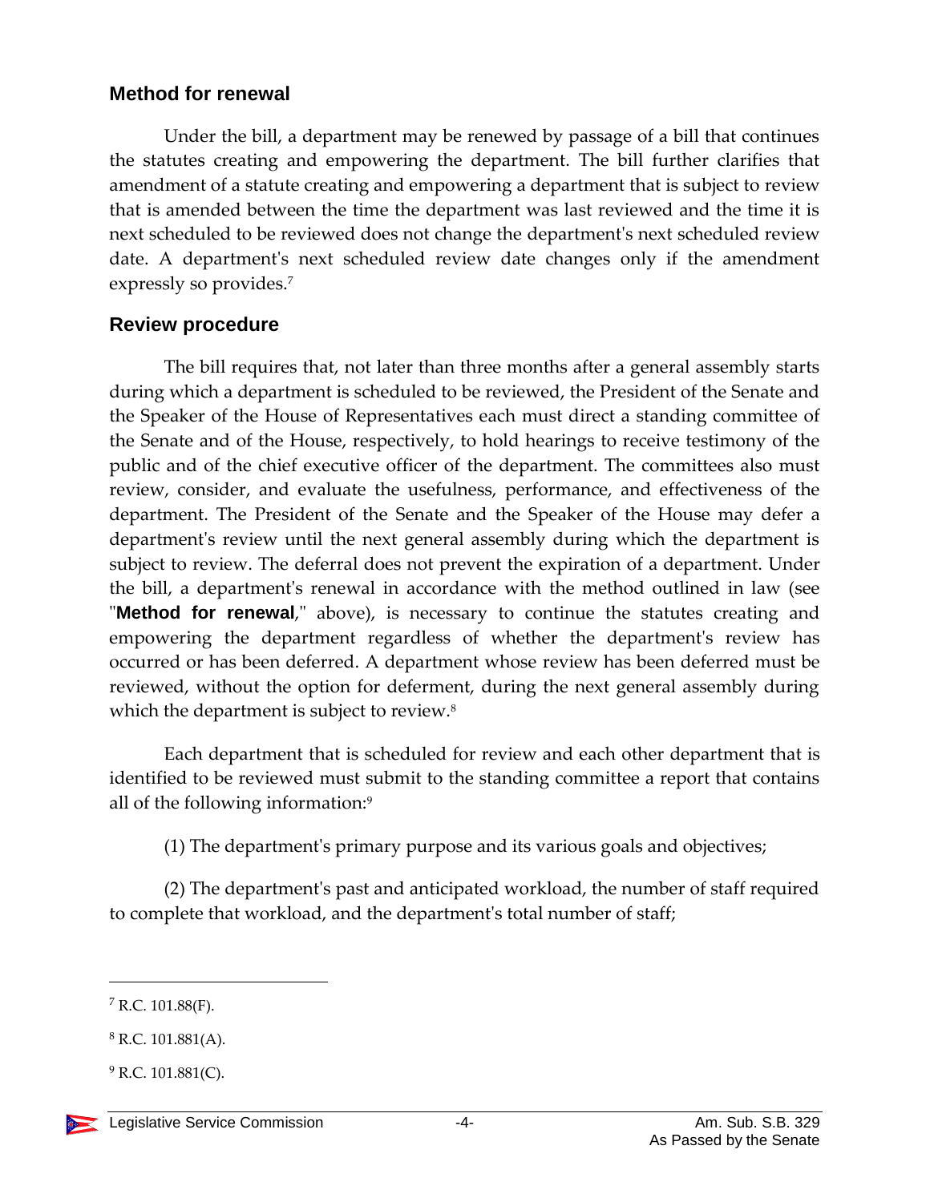## Method for renewal

Under the bill, a department may be renewed by passage of a bill that continues the statutes creating and empowering the department. The bill further clarifies that amendment of a statute creating and empowering a department that is subject to review that is amended between the time the department was last reviewed and the time it is next scheduled to be reviewed does not change the department's next scheduled review date. A department's next scheduled review date changes only if the amendment expressly so provides.[7]

## Review procedure

The bill requires that, not later than three months after a general assembly starts during which a department is scheduled to be reviewed, the President of the Senate and the Speaker of the House of Representatives each must direct a standing committee of the Senate and of the House, respectively, to hold hearings to receive testimony of the public and of the chief executive officer of the department. The committees also must review, consider, and evaluate the usefulness, performance, and effectiveness of the department. The President of the Senate and the Speaker of the House may defer a department's review until the next general assembly during which the department is subject to review. The deferral does not prevent the expiration of a department. Under the bill, a department's renewal in accordance with the method outlined in law (see "**Method for renewal**," above), is necessary to continue the statutes creating and empowering the department regardless of whether the department's review has occurred or has been deferred. A department whose review has been deferred must be reviewed, without the option for deferment, during the next general assembly during which the department is subject to review.[8]

Each department that is scheduled for review and each other department that is identified to be reviewed must submit to the standing committee a report that contains all of the following information:[9]

(1) The department's primary purpose and its various goals and objectives;

(2) The department's past and anticipated workload, the number of staff required to complete that workload, and the department's total number of staff;

---

[7] R.C. 101.88(F).

[8] R.C. 101.881(A).

[9] R.C. 101.881(C).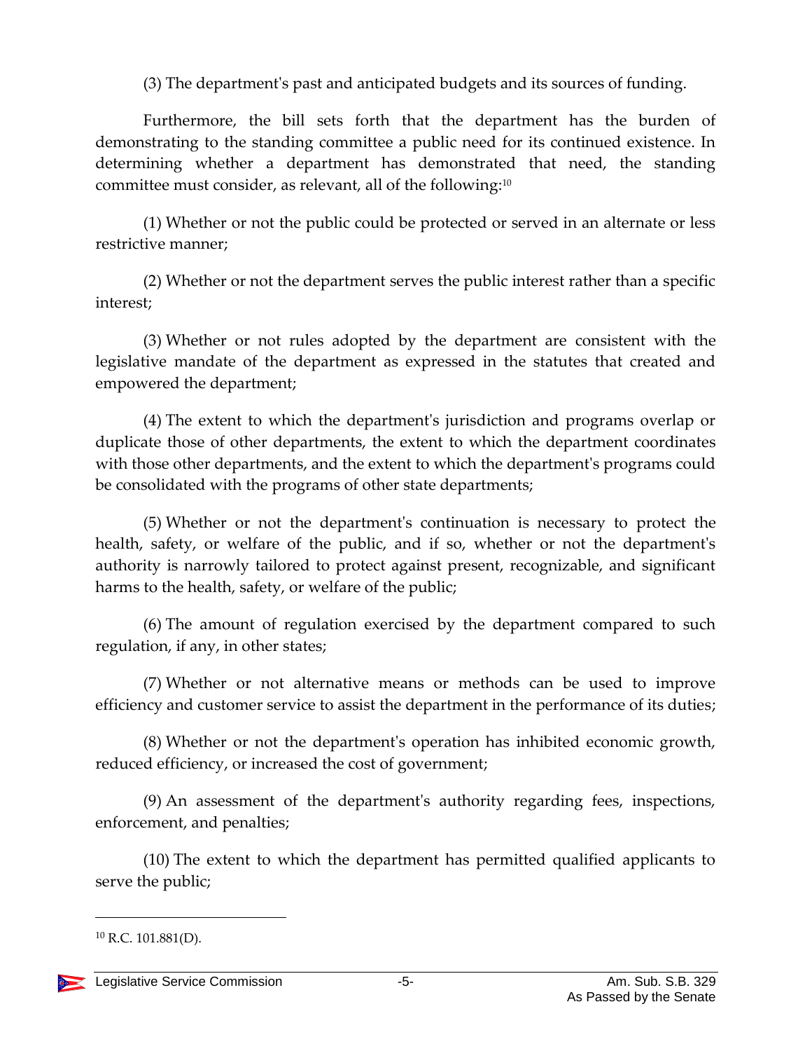(3) The department's past and anticipated budgets and its sources of funding.

Furthermore, the bill sets forth that the department has the burden of demonstrating to the standing committee a public need for its continued existence. In determining whether a department has demonstrated that need, the standing committee must consider, as relevant, all of the following:[10]

(1) Whether or not the public could be protected or served in an alternate or less restrictive manner;

(2) Whether or not the department serves the public interest rather than a specific interest;

(3) Whether or not rules adopted by the department are consistent with the legislative mandate of the department as expressed in the statutes that created and empowered the department;

(4) The extent to which the department's jurisdiction and programs overlap or duplicate those of other departments, the extent to which the department coordinates with those other departments, and the extent to which the department's programs could be consolidated with the programs of other state departments;

(5) Whether or not the department's continuation is necessary to protect the health, safety, or welfare of the public, and if so, whether or not the department's authority is narrowly tailored to protect against present, recognizable, and significant harms to the health, safety, or welfare of the public;

(6) The amount of regulation exercised by the department compared to such regulation, if any, in other states;

(7) Whether or not alternative means or methods can be used to improve efficiency and customer service to assist the department in the performance of its duties;

(8) Whether or not the department's operation has inhibited economic growth, reduced efficiency, or increased the cost of government;

(9) An assessment of the department's authority regarding fees, inspections, enforcement, and penalties;

(10) The extent to which the department has permitted qualified applicants to serve the public;

---

[10] R.C. 101.881(D).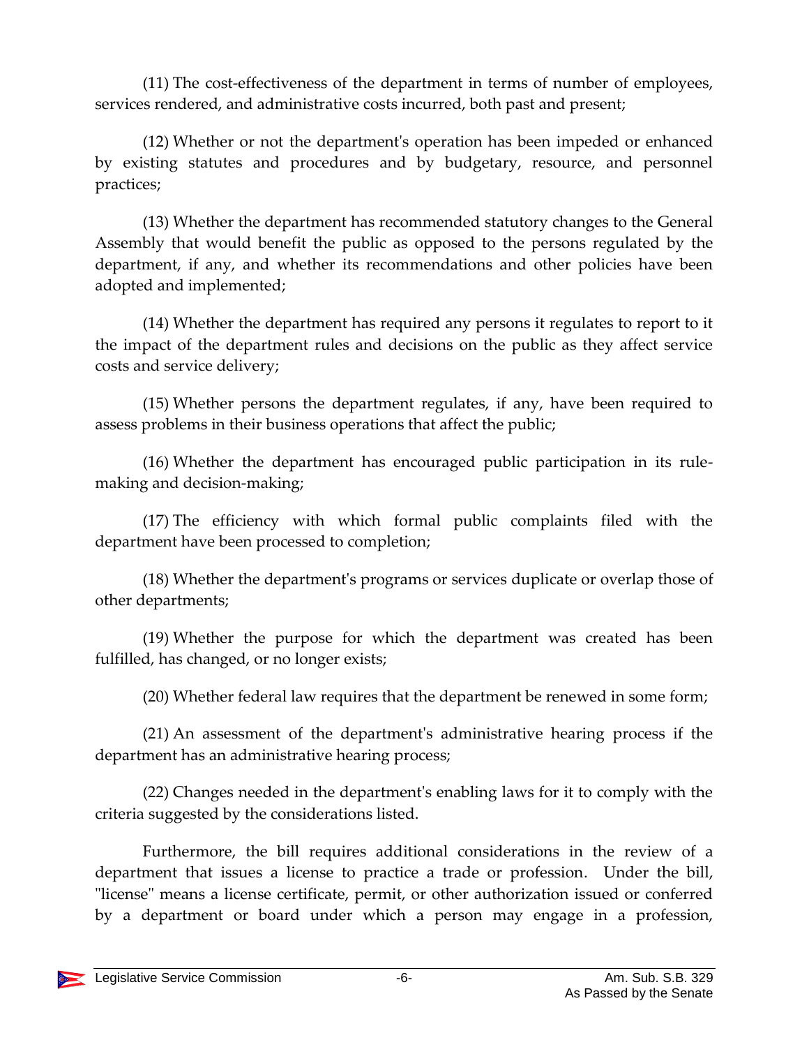(11) The cost-effectiveness of the department in terms of number of employees, services rendered, and administrative costs incurred, both past and present;

(12) Whether or not the department's operation has been impeded or enhanced by existing statutes and procedures and by budgetary, resource, and personnel practices;

(13) Whether the department has recommended statutory changes to the General Assembly that would benefit the public as opposed to the persons regulated by the department, if any, and whether its recommendations and other policies have been adopted and implemented;

(14) Whether the department has required any persons it regulates to report to it the impact of the department rules and decisions on the public as they affect service costs and service delivery;

(15) Whether persons the department regulates, if any, have been required to assess problems in their business operations that affect the public;

(16) Whether the department has encouraged public participation in its rule-making and decision-making;

(17) The efficiency with which formal public complaints filed with the department have been processed to completion;

(18) Whether the department's programs or services duplicate or overlap those of other departments;

(19) Whether the purpose for which the department was created has been fulfilled, has changed, or no longer exists;

(20) Whether federal law requires that the department be renewed in some form;

(21) An assessment of the department's administrative hearing process if the department has an administrative hearing process;

(22) Changes needed in the department's enabling laws for it to comply with the criteria suggested by the considerations listed.

Furthermore, the bill requires additional considerations in the review of a department that issues a license to practice a trade or profession. Under the bill, "license" means a license certificate, permit, or other authorization issued or conferred by a department or board under which a person may engage in a profession,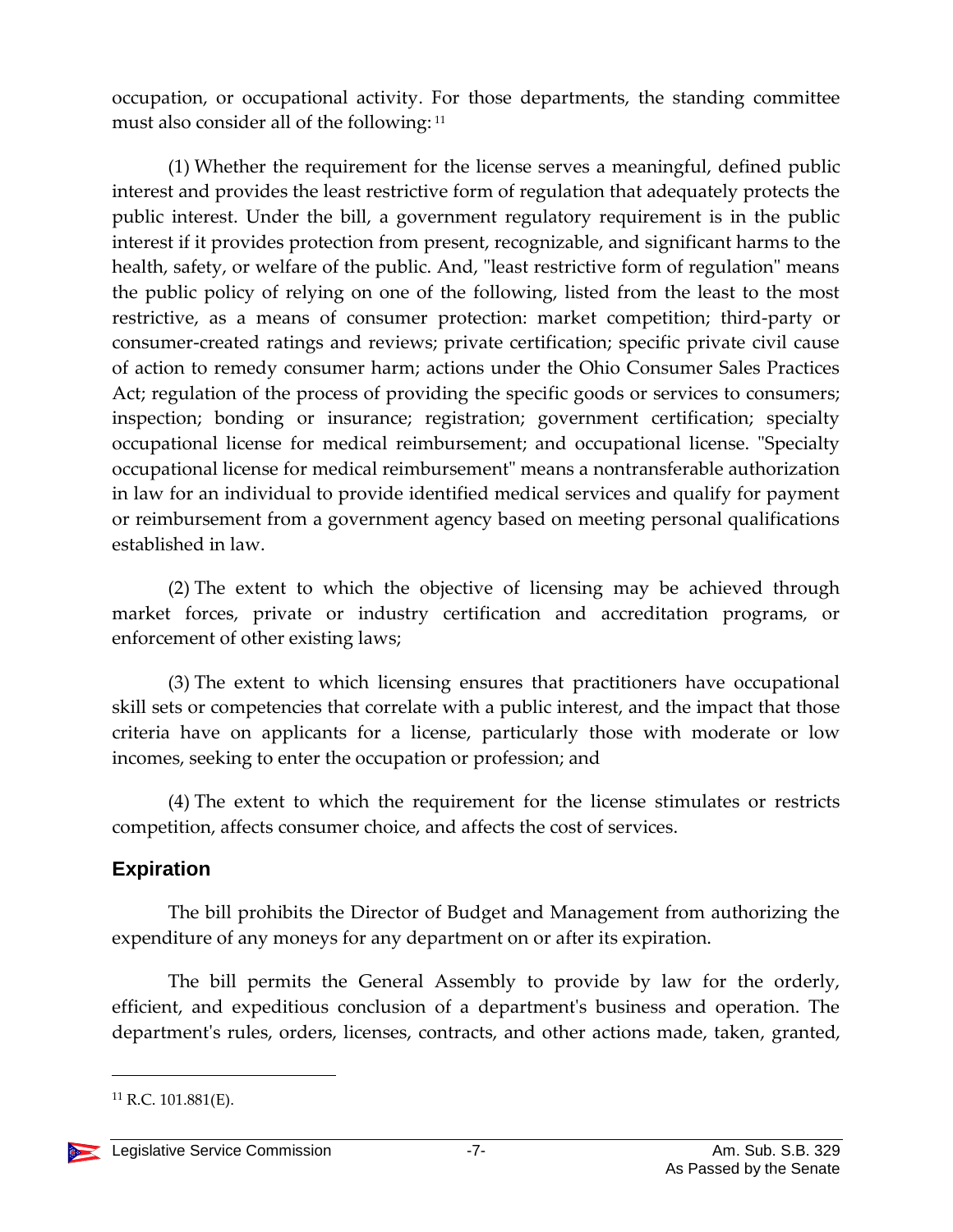occupation, or occupational activity. For those departments, the standing committee must also consider all of the following: [11]

(1) Whether the requirement for the license serves a meaningful, defined public interest and provides the least restrictive form of regulation that adequately protects the public interest. Under the bill, a government regulatory requirement is in the public interest if it provides protection from present, recognizable, and significant harms to the health, safety, or welfare of the public. And, "least restrictive form of regulation" means the public policy of relying on one of the following, listed from the least to the most restrictive, as a means of consumer protection: market competition; third-party or consumer-created ratings and reviews; private certification; specific private civil cause of action to remedy consumer harm; actions under the Ohio Consumer Sales Practices Act; regulation of the process of providing the specific goods or services to consumers; inspection; bonding or insurance; registration; government certification; specialty occupational license for medical reimbursement; and occupational license. "Specialty occupational license for medical reimbursement" means a nontransferable authorization in law for an individual to provide identified medical services and qualify for payment or reimbursement from a government agency based on meeting personal qualifications established in law.

(2) The extent to which the objective of licensing may be achieved through market forces, private or industry certification and accreditation programs, or enforcement of other existing laws;

(3) The extent to which licensing ensures that practitioners have occupational skill sets or competencies that correlate with a public interest, and the impact that those criteria have on applicants for a license, particularly those with moderate or low incomes, seeking to enter the occupation or profession; and

(4) The extent to which the requirement for the license stimulates or restricts competition, affects consumer choice, and affects the cost of services.

## Expiration

The bill prohibits the Director of Budget and Management from authorizing the expenditure of any moneys for any department on or after its expiration.

The bill permits the General Assembly to provide by law for the orderly, efficient, and expeditious conclusion of a department's business and operation. The department's rules, orders, licenses, contracts, and other actions made, taken, granted,

[11] R.C. 101.881(E).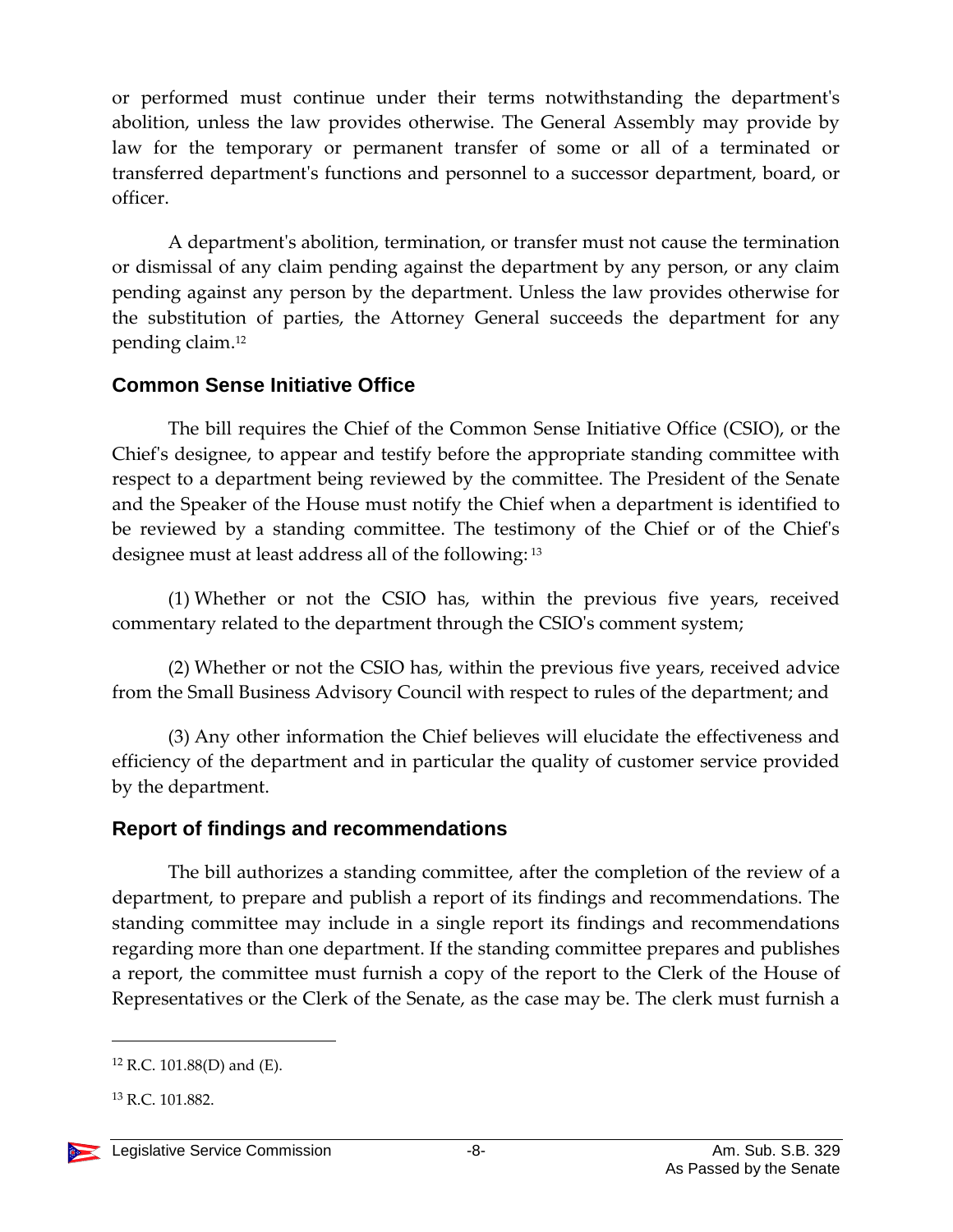or performed must continue under their terms notwithstanding the department's abolition, unless the law provides otherwise. The General Assembly may provide by law for the temporary or permanent transfer of some or all of a terminated or transferred department's functions and personnel to a successor department, board, or officer.

A department's abolition, termination, or transfer must not cause the termination or dismissal of any claim pending against the department by any person, or any claim pending against any person by the department. Unless the law provides otherwise for the substitution of parties, the Attorney General succeeds the department for any pending claim.[12]

## Common Sense Initiative Office

The bill requires the Chief of the Common Sense Initiative Office (CSIO), or the Chief's designee, to appear and testify before the appropriate standing committee with respect to a department being reviewed by the committee. The President of the Senate and the Speaker of the House must notify the Chief when a department is identified to be reviewed by a standing committee. The testimony of the Chief or of the Chief's designee must at least address all of the following:[13]

(1) Whether or not the CSIO has, within the previous five years, received commentary related to the department through the CSIO's comment system;

(2) Whether or not the CSIO has, within the previous five years, received advice from the Small Business Advisory Council with respect to rules of the department; and

(3) Any other information the Chief believes will elucidate the effectiveness and efficiency of the department and in particular the quality of customer service provided by the department.

## Report of findings and recommendations

The bill authorizes a standing committee, after the completion of the review of a department, to prepare and publish a report of its findings and recommendations. The standing committee may include in a single report its findings and recommendations regarding more than one department. If the standing committee prepares and publishes a report, the committee must furnish a copy of the report to the Clerk of the House of Representatives or the Clerk of the Senate, as the case may be. The clerk must furnish a

---

[12] R.C. 101.88(D) and (E).

[13] R.C. 101.882.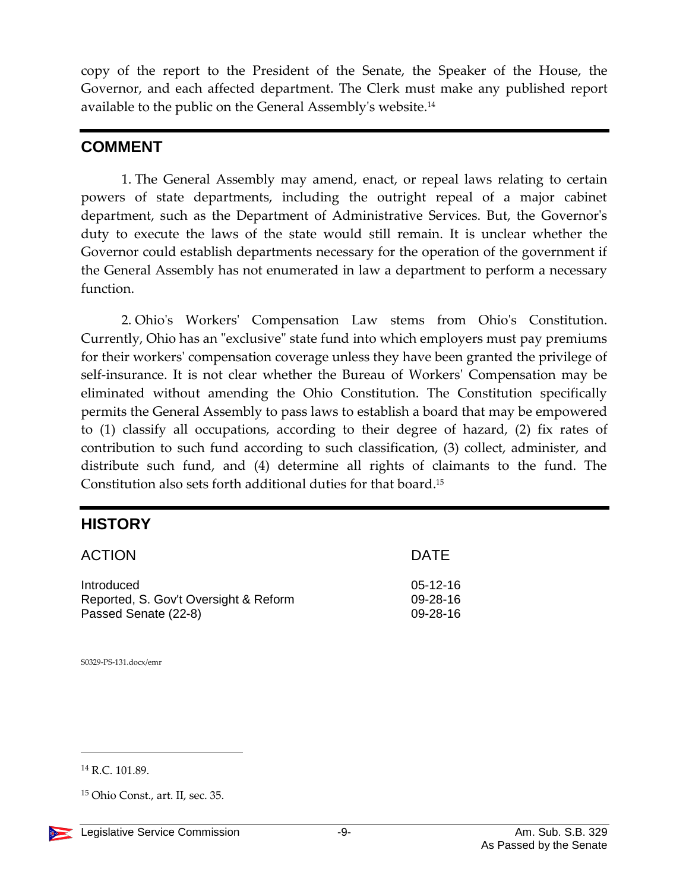copy of the report to the President of the Senate, the Speaker of the House, the Governor, and each affected department. The Clerk must make any published report available to the public on the General Assembly's website.[14]

## COMMENT

1. The General Assembly may amend, enact, or repeal laws relating to certain powers of state departments, including the outright repeal of a major cabinet department, such as the Department of Administrative Services. But, the Governor's duty to execute the laws of the state would still remain. It is unclear whether the Governor could establish departments necessary for the operation of the government if the General Assembly has not enumerated in law a department to perform a necessary function.

2. Ohio's Workers' Compensation Law stems from Ohio's Constitution. Currently, Ohio has an "exclusive" state fund into which employers must pay premiums for their workers' compensation coverage unless they have been granted the privilege of self-insurance. It is not clear whether the Bureau of Workers' Compensation may be eliminated without amending the Ohio Constitution. The Constitution specifically permits the General Assembly to pass laws to establish a board that may be empowered to (1) classify all occupations, according to their degree of hazard, (2) fix rates of contribution to such fund according to such classification, (3) collect, administer, and distribute such fund, and (4) determine all rights of claimants to the fund. The Constitution also sets forth additional duties for that board.[15]

## HISTORY

| ACTION | DATE |
|---|---|
| Introduced | 05-12-16 |
| Reported, S. Gov't Oversight & Reform | 09-28-16 |
| Passed Senate (22-8) | 09-28-16 |

S0329-PS-131.docx/emr

[14] R.C. 101.89.

[15] Ohio Const., art. II, sec. 35.